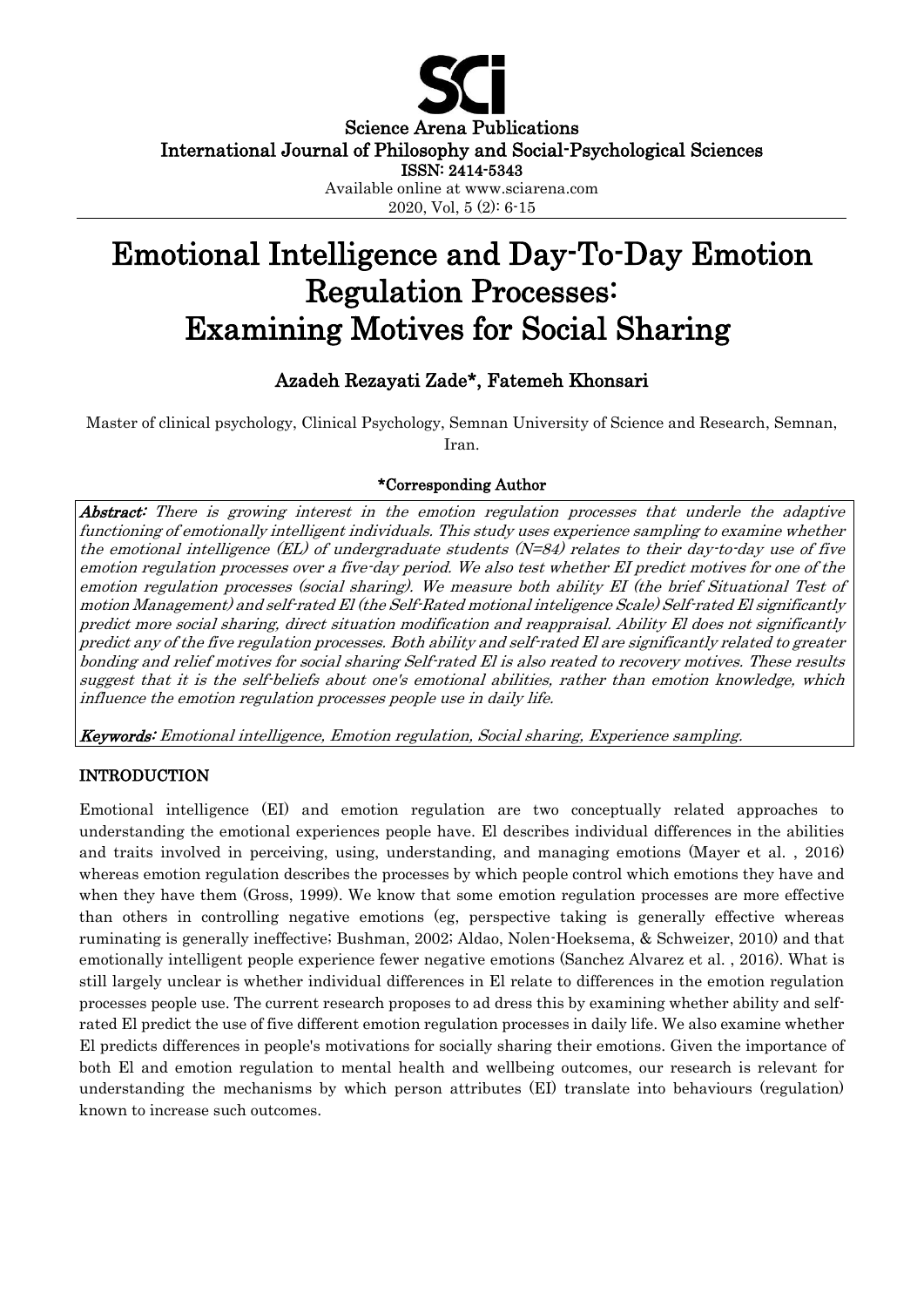Science Arena Publications
International Journal of Philosophy and Social-Psychological Sciences
ISSN: 2414-5343
Available online at www.sciarena.com
2020, Vol, 5 (2): 6-15

# Emotional Intelligence and Day-To-Day Emotion Regulation Processes: Examining Motives for Social Sharing

## Azadeh Rezayati Zade*, Fatemeh Khonsari

Master of clinical psychology, Clinical Psychology, Semnan University of Science and Research, Semnan, Iran.

**\*Corresponding Author**

***Abstract:*** *There is growing interest in the emotion regulation processes that underle the adaptive functioning of emotionally intelligent individuals. This study uses experience sampling to examine whether the emotional intelligence (EL) of undergraduate students (N=84) relates to their day-to-day use of five emotion regulation processes over a five-day period. We also test whether EI predict motives for one of the emotion regulation processes (social sharing). We measure both ability EI (the brief Situational Test of motion Management) and self-rated El (the Self-Rated motional inteligence Scale) Self-rated El significantly predict more social sharing, direct situation modification and reappraisal. Ability El does not significantly predict any of the five regulation processes. Both ability and self-rated El are significantly related to greater bonding and relief motives for social sharing Self-rated El is also reated to recovery motives. These results suggest that it is the self-beliefs about one's emotional abilities, rather than emotion knowledge, which influence the emotion regulation processes people use in daily life.*

***Keywords:*** *Emotional intelligence, Emotion regulation, Social sharing, Experience sampling.*

## INTRODUCTION

Emotional intelligence (EI) and emotion regulation are two conceptually related approaches to understanding the emotional experiences people have. El describes individual differences in the abilities and traits involved in perceiving, using, understanding, and managing emotions (Mayer et al. , 2016) whereas emotion regulation describes the processes by which people control which emotions they have and when they have them (Gross, 1999). We know that some emotion regulation processes are more effective than others in controlling negative emotions (eg, perspective taking is generally effective whereas ruminating is generally ineffective; Bushman, 2002; Aldao, Nolen-Hoeksema, & Schweizer, 2010) and that emotionally intelligent people experience fewer negative emotions (Sanchez Alvarez et al. , 2016). What is still largely unclear is whether individual differences in El relate to differences in the emotion regulation processes people use. The current research proposes to ad dress this by examining whether ability and self-rated El predict the use of five different emotion regulation processes in daily life. We also examine whether El predicts differences in people's motivations for socially sharing their emotions. Given the importance of both El and emotion regulation to mental health and wellbeing outcomes, our research is relevant for understanding the mechanisms by which person attributes (EI) translate into behaviours (regulation) known to increase such outcomes.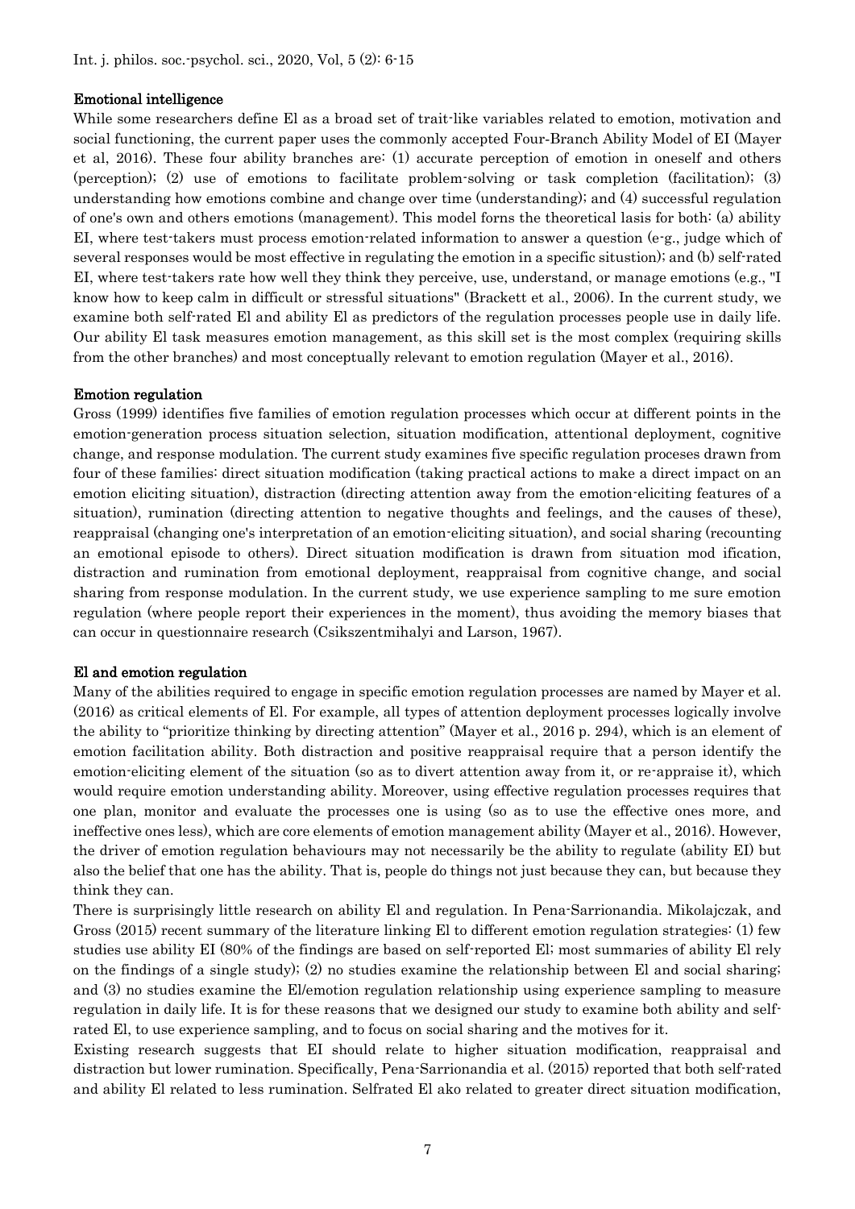### Emotional intelligence

While some researchers define El as a broad set of trait-like variables related to emotion, motivation and social functioning, the current paper uses the commonly accepted Four-Branch Ability Model of EI (Mayer et al, 2016). These four ability branches are: (1) accurate perception of emotion in oneself and others (perception); (2) use of emotions to facilitate problem-solving or task completion (facilitation); (3) understanding how emotions combine and change over time (understanding); and (4) successful regulation of one's own and others emotions (management). This model forns the theoretical lasis for both: (a) ability EI, where test-takers must process emotion-related information to answer a question (e-g., judge which of several responses would be most effective in regulating the emotion in a specific situstion); and (b) self-rated EI, where test-takers rate how well they think they perceive, use, understand, or manage emotions (e.g., "I know how to keep calm in difficult or stressful situations" (Brackett et al., 2006). In the current study, we examine both self-rated El and ability El as predictors of the regulation processes people use in daily life. Our ability El task measures emotion management, as this skill set is the most complex (requiring skills from the other branches) and most conceptually relevant to emotion regulation (Mayer et al., 2016).

### Emotion regulation

Gross (1999) identifies five families of emotion regulation processes which occur at different points in the emotion-generation process situation selection, situation modification, attentional deployment, cognitive change, and response modulation. The current study examines five specific regulation proceses drawn from four of these families: direct situation modification (taking practical actions to make a direct impact on an emotion eliciting situation), distraction (directing attention away from the emotion-eliciting features of a situation), rumination (directing attention to negative thoughts and feelings, and the causes of these), reappraisal (changing one's interpretation of an emotion-eliciting situation), and social sharing (recounting an emotional episode to others). Direct situation modification is drawn from situation mod ification, distraction and rumination from emotional deployment, reappraisal from cognitive change, and social sharing from response modulation. In the current study, we use experience sampling to me sure emotion regulation (where people report their experiences in the moment), thus avoiding the memory biases that can occur in questionnaire research (Csikszentmihalyi and Larson, 1967).

### El and emotion regulation

Many of the abilities required to engage in specific emotion regulation processes are named by Mayer et al. (2016) as critical elements of El. For example, all types of attention deployment processes logically involve the ability to "prioritize thinking by directing attention" (Mayer et al., 2016 p. 294), which is an element of emotion facilitation ability. Both distraction and positive reappraisal require that a person identify the emotion-eliciting element of the situation (so as to divert attention away from it, or re-appraise it), which would require emotion understanding ability. Moreover, using effective regulation processes requires that one plan, monitor and evaluate the processes one is using (so as to use the effective ones more, and ineffective ones less), which are core elements of emotion management ability (Mayer et al., 2016). However, the driver of emotion regulation behaviours may not necessarily be the ability to regulate (ability EI) but also the belief that one has the ability. That is, people do things not just because they can, but because they think they can.

There is surprisingly little research on ability El and regulation. In Pena-Sarrionandia. Mikolajczak, and Gross (2015) recent summary of the literature linking El to different emotion regulation strategies: (1) few studies use ability EI (80% of the findings are based on self-reported El; most summaries of ability El rely on the findings of a single study); (2) no studies examine the relationship between El and social sharing; and (3) no studies examine the El/emotion regulation relationship using experience sampling to measure regulation in daily life. It is for these reasons that we designed our study to examine both ability and self-rated El, to use experience sampling, and to focus on social sharing and the motives for it.

Existing research suggests that EI should relate to higher situation modification, reappraisal and distraction but lower rumination. Specifically, Pena-Sarrionandia et al. (2015) reported that both self-rated and ability El related to less rumination. Selfrated El ako related to greater direct situation modification,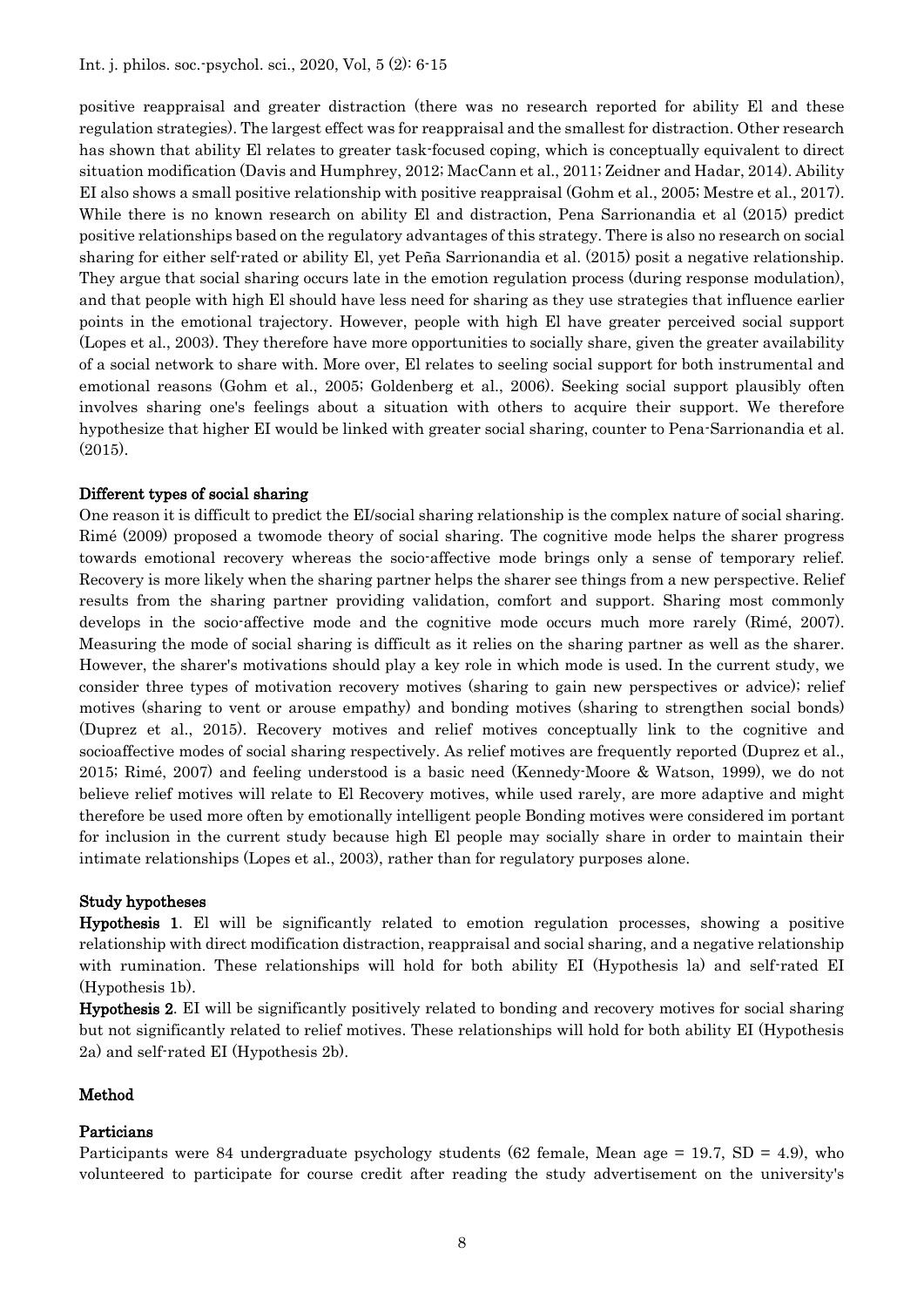positive reappraisal and greater distraction (there was no research reported for ability El and these regulation strategies). The largest effect was for reappraisal and the smallest for distraction. Other research has shown that ability El relates to greater task-focused coping, which is conceptually equivalent to direct situation modification (Davis and Humphrey, 2012; MacCann et al., 2011; Zeidner and Hadar, 2014). Ability EI also shows a small positive relationship with positive reappraisal (Gohm et al., 2005; Mestre et al., 2017). While there is no known research on ability El and distraction, Pena Sarrionandia et al (2015) predict positive relationships based on the regulatory advantages of this strategy. There is also no research on social sharing for either self-rated or ability El, yet Peña Sarrionandia et al. (2015) posit a negative relationship. They argue that social sharing occurs late in the emotion regulation process (during response modulation), and that people with high El should have less need for sharing as they use strategies that influence earlier points in the emotional trajectory. However, people with high El have greater perceived social support (Lopes et al., 2003). They therefore have more opportunities to socially share, given the greater availability of a social network to share with. More over, El relates to seeling social support for both instrumental and emotional reasons (Gohm et al., 2005; Goldenberg et al., 2006). Seeking social support plausibly often involves sharing one's feelings about a situation with others to acquire their support. We therefore hypothesize that higher EI would be linked with greater social sharing, counter to Pena-Sarrionandia et al. (2015).

## Different types of social sharing

One reason it is difficult to predict the EI/social sharing relationship is the complex nature of social sharing. Rimé (2009) proposed a twomode theory of social sharing. The cognitive mode helps the sharer progress towards emotional recovery whereas the socio-affective mode brings only a sense of temporary relief. Recovery is more likely when the sharing partner helps the sharer see things from a new perspective. Relief results from the sharing partner providing validation, comfort and support. Sharing most commonly develops in the socio-affective mode and the cognitive mode occurs much more rarely (Rimé, 2007). Measuring the mode of social sharing is difficult as it relies on the sharing partner as well as the sharer. However, the sharer's motivations should play a key role in which mode is used. In the current study, we consider three types of motivation recovery motives (sharing to gain new perspectives or advice); relief motives (sharing to vent or arouse empathy) and bonding motives (sharing to strengthen social bonds) (Duprez et al., 2015). Recovery motives and relief motives conceptually link to the cognitive and socioaffective modes of social sharing respectively. As relief motives are frequently reported (Duprez et al., 2015; Rimé, 2007) and feeling understood is a basic need (Kennedy-Moore & Watson, 1999), we do not believe relief motives will relate to El Recovery motives, while used rarely, are more adaptive and might therefore be used more often by emotionally intelligent people Bonding motives were considered im portant for inclusion in the current study because high El people may socially share in order to maintain their intimate relationships (Lopes et al., 2003), rather than for regulatory purposes alone.

## Study hypotheses

**Hypothesis 1**. El will be significantly related to emotion regulation processes, showing a positive relationship with direct modification distraction, reappraisal and social sharing, and a negative relationship with rumination. These relationships will hold for both ability EI (Hypothesis la) and self-rated EI (Hypothesis 1b).

**Hypothesis 2**. EI will be significantly positively related to bonding and recovery motives for social sharing but not significantly related to relief motives. These relationships will hold for both ability EI (Hypothesis 2a) and self-rated EI (Hypothesis 2b).

# Method

## Particians

Participants were 84 undergraduate psychology students (62 female, Mean age = 19.7, SD = 4.9), who volunteered to participate for course credit after reading the study advertisement on the university's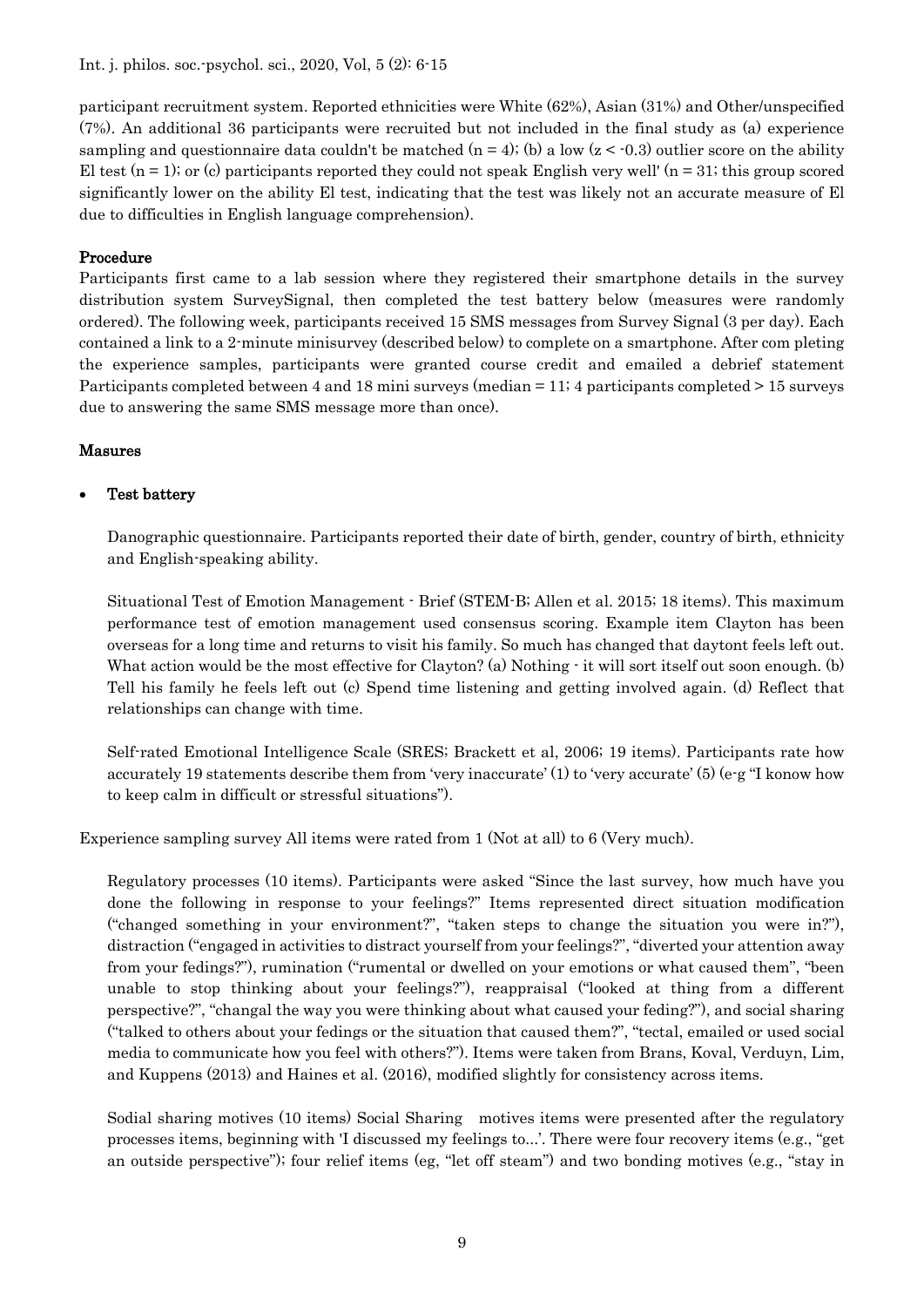participant recruitment system. Reported ethnicities were White (62%), Asian (31%) and Other/unspecified (7%). An additional 36 participants were recruited but not included in the final study as (a) experience sampling and questionnaire data couldn't be matched ($n = 4$); (b) a low ($z < -0.3$) outlier score on the ability El test ($n = 1$); or (c) participants reported they could not speak English very well' ($n = 31$; this group scored significantly lower on the ability El test, indicating that the test was likely not an accurate measure of El due to difficulties in English language comprehension).

### Procedure

Participants first came to a lab session where they registered their smartphone details in the survey distribution system SurveySignal, then completed the test battery below (measures were randomly ordered). The following week, participants received 15 SMS messages from Survey Signal (3 per day). Each contained a link to a 2-minute minisurvey (described below) to complete on a smartphone. After com pleting the experience samples, participants were granted course credit and emailed a debrief statement Participants completed between 4 and 18 mini surveys (median = 11; 4 participants completed > 15 surveys due to answering the same SMS message more than once).

### Masures

- **Test battery**

  Danographic questionnaire. Participants reported their date of birth, gender, country of birth, ethnicity and English-speaking ability.

  Situational Test of Emotion Management - Brief (STEM-B; Allen et al. 2015; 18 items). This maximum performance test of emotion management used consensus scoring. Example item Clayton has been overseas for a long time and returns to visit his family. So much has changed that daytont feels left out. What action would be the most effective for Clayton? (a) Nothing - it will sort itself out soon enough. (b) Tell his family he feels left out (c) Spend time listening and getting involved again. (d) Reflect that relationships can change with time.

  Self-rated Emotional Intelligence Scale (SRES; Brackett et al, 2006; 19 items). Participants rate how accurately 19 statements describe them from 'very inaccurate' (1) to 'very accurate' (5) (e-g "I konow how to keep calm in difficult or stressful situations").

Experience sampling survey All items were rated from 1 (Not at all) to 6 (Very much).

  Regulatory processes (10 items). Participants were asked "Since the last survey, how much have you done the following in response to your feelings?" Items represented direct situation modification ("changed something in your environment?", "taken steps to change the situation you were in?"), distraction ("engaged in activities to distract yourself from your feelings?", "diverted your attention away from your fedings?"), rumination ("rumental or dwelled on your emotions or what caused them", "been unable to stop thinking about your feelings?"), reappraisal ("looked at thing from a different perspective?", "changal the way you were thinking about what caused your feding?"), and social sharing ("talked to others about your fedings or the situation that caused them?", "tectal, emailed or used social media to communicate how you feel with others?"). Items were taken from Brans, Koval, Verduyn, Lim, and Kuppens (2013) and Haines et al. (2016), modified slightly for consistency across items.

  Sodial sharing motives (10 items) Social Sharing motives items were presented after the regulatory processes items, beginning with 'I discussed my feelings to...'. There were four recovery items (e.g., "get an outside perspective"); four relief items (eg, "let off steam") and two bonding motives (e.g., "stay in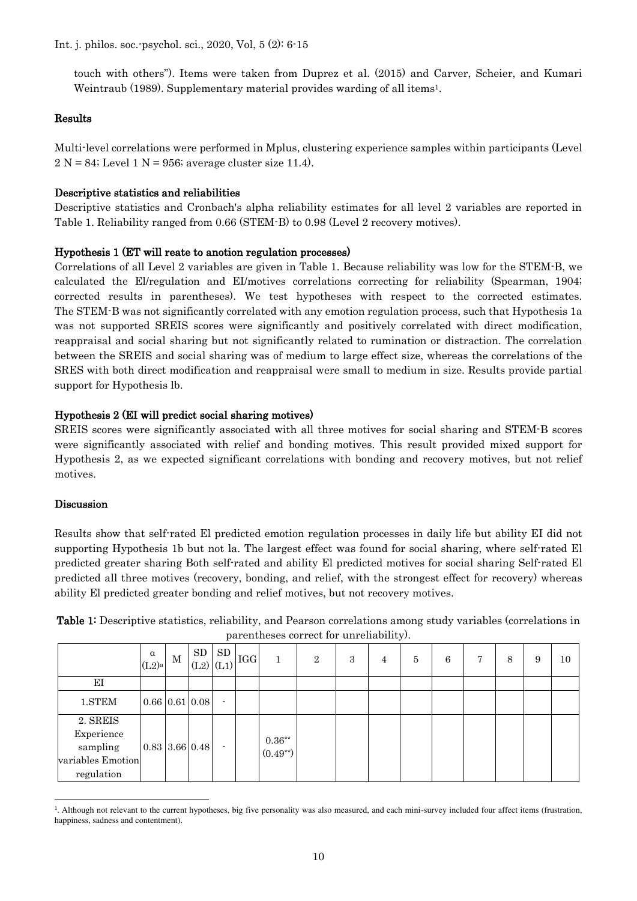touch with others"). Items were taken from Duprez et al. (2015) and Carver, Scheier, and Kumari Weintraub (1989). Supplementary material provides warding of all items[1].

## Results

Multi-level correlations were performed in Mplus, clustering experience samples within participants (Level 2 N = 84; Level 1 N = 956; average cluster size 11.4).

### Descriptive statistics and reliabilities

Descriptive statistics and Cronbach's alpha reliability estimates for all level 2 variables are reported in Table 1. Reliability ranged from 0.66 (STEM-B) to 0.98 (Level 2 recovery motives).

### Hypothesis 1 (ET will reate to anotion regulation processes)

Correlations of all Level 2 variables are given in Table 1. Because reliability was low for the STEM-B, we calculated the El/regulation and EI/motives correlations correcting for reliability (Spearman, 1904; corrected results in parentheses). We test hypotheses with respect to the corrected estimates. The STEM-B was not significantly correlated with any emotion regulation process, such that Hypothesis 1a was not supported SREIS scores were significantly and positively correlated with direct modification, reappraisal and social sharing but not significantly related to rumination or distraction. The correlation between the SREIS and social sharing was of medium to large effect size, whereas the correlations of the SRES with both direct modification and reappraisal were small to medium in size. Results provide partial support for Hypothesis lb.

### Hypothesis 2 (EI will predict social sharing motives)

SREIS scores were significantly associated with all three motives for social sharing and STEM-B scores were significantly associated with relief and bonding motives. This result provided mixed support for Hypothesis 2, as we expected significant correlations with bonding and recovery motives, but not relief motives.

## Discussion

Results show that self-rated El predicted emotion regulation processes in daily life but ability EI did not supporting Hypothesis 1b but not la. The largest effect was found for social sharing, where self-rated El predicted greater sharing Both self-rated and ability El predicted motives for social sharing Self-rated El predicted all three motives (recovery, bonding, and relief, with the strongest effect for recovery) whereas ability El predicted greater bonding and relief motives, but not recovery motives.

**Table 1:** Descriptive statistics, reliability, and Pearson correlations among study variables (correlations in parentheses correct for unreliability).

| | α (L2)[a] | M | SD (L2) | SD (L1) | IGG | 1 | 2 | 3 | 4 | 5 | 6 | 7 | 8 | 9 | 10 |
|---|---|---|---|---|---|---|---|---|---|---|---|---|---|---|---|
| EI | | | | | | | | | | | | | | | |
| 1.STEM | 0.66 | 0.61 | 0.08 | - | | | | | | | | | | | |
| 2. SREIS Experience sampling variables Emotion regulation | 0.83 | 3.66 | 0.48 | - | | 0.36** (0.49**) | | | | | | | | | |

[1]. Although not relevant to the current hypotheses, big five personality was also measured, and each mini-survey included four affect items (frustration, happiness, sadness and contentment).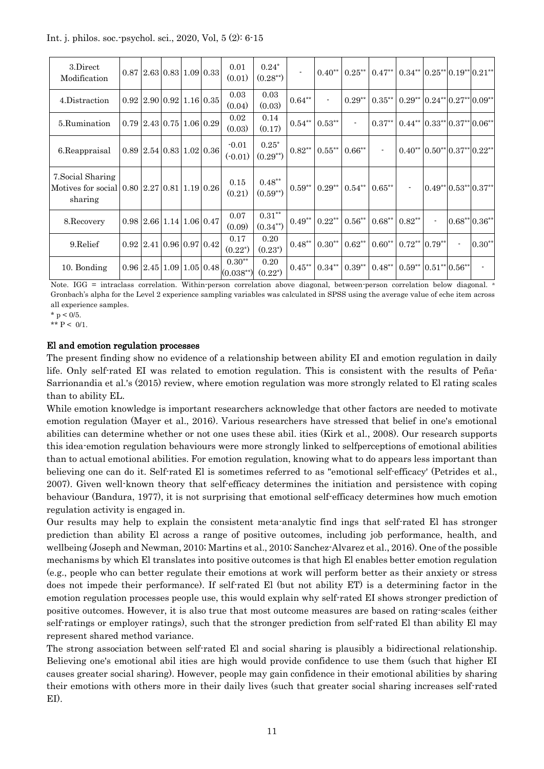| 3.Direct Modification | 0.87 | 2.63 | 0.83 | 1.09 | 0.33 | 0.01 (0.01) | 0.24* (0.28**) | - | 0.40** | 0.25** | 0.47** | 0.34** | 0.25** | 0.19** | 0.21** |
|---|---|---|---|---|---|---|---|---|---|---|---|---|---|---|---|
| 4.Distraction | 0.92 | 2.90 | 0.92 | 1.16 | 0.35 | 0.03 (0.04) | 0.03 (0.03) | 0.64** | - | 0.29** | 0.35** | 0.29** | 0.24** | 0.27** | 0.09** |
| 5.Rumination | 0.79 | 2.43 | 0.75 | 1.06 | 0.29 | 0.02 (0.03) | 0.14 (0.17) | 0.54** | 0.53** | - | 0.37** | 0.44** | 0.33** | 0.37** | 0.06** |
| 6.Reappraisal | 0.89 | 2.54 | 0.83 | 1.02 | 0.36 | -0.01 (-0.01) | 0.25* (0.29**) | 0.82** | 0.55** | 0.66** | - | 0.40** | 0.50** | 0.37** | 0.22** |
| 7.Social Sharing Motives for social sharing | 0.80 | 2.27 | 0.81 | 1.19 | 0.26 | 0.15 (0.21) | 0.48** (0.59**) | 0.59** | 0.29** | 0.54** | 0.65** | - | 0.49** | 0.53** | 0.37** |
| 8.Recovery | 0.98 | 2.66 | 1.14 | 1.06 | 0.47 | 0.07 (0.09) | 0.31** (0.34**) | 0.49** | 0.22** | 0.56** | 0.68** | 0.82** | - | 0.68** | 0.36** |
| 9.Relief | 0.92 | 2.41 | 0.96 | 0.97 | 0.42 | 0.17 (0.22*) | 0.20 (0.23*) | 0.48** | 0.30** | 0.62** | 0.60** | 0.72** | 0.79** | - | 0.30** |
| 10. Bonding | 0.96 | 2.45 | 1.09 | 1.05 | 0.48 | 0.30** (0.038**) | 0.20 (0.22*) | 0.45** | 0.34** | 0.39** | 0.48** | 0.59** | 0.51** | 0.56** | - |

Note. IGG = intraclass correlation. Within-person correlation above diagonal, between-person correlation below diagonal. [a] Gronbach's alpha for the Level 2 experience sampling variables was calculated in SPSS using the average value of eche item across all experience samples.

* p < 0/5.

** P < 0/1.

## El and emotion regulation processes

The present finding show no evidence of a relationship between ability EI and emotion regulation in daily life. Only self-rated EI was related to emotion regulation. This is consistent with the results of Peña-Sarrionandia et al.'s (2015) review, where emotion regulation was more strongly related to El rating scales than to ability EL.

While emotion knowledge is important researchers acknowledge that other factors are needed to motivate emotion regulation (Mayer et al., 2016). Various researchers have stressed that belief in one's emotional abilities can determine whether or not one uses these abil. ities (Kirk et al., 2008). Our research supports this idea-emotion regulation behaviours were more strongly linked to selfperceptions of emotional abilities than to actual emotional abilities. For emotion regulation, knowing what to do appears less important than believing one can do it. Self-rated El is sometimes referred to as "emotional self-efficacy' (Petrides et al., 2007). Given well-known theory that self-efficacy determines the initiation and persistence with coping behaviour (Bandura, 1977), it is not surprising that emotional self-efficacy determines how much emotion regulation activity is engaged in.

Our results may help to explain the consistent meta-analytic find ings that self-rated El has stronger prediction than ability El across a range of positive outcomes, including job performance, health, and wellbeing (Joseph and Newman, 2010; Martins et al., 2010; Sanchez-Alvarez et al., 2016). One of the possible mechanisms by which El translates into positive outcomes is that high El enables better emotion regulation (e.g., people who can better regulate their emotions at work will perform better as their anxiety or stress does not impede their performance). If self-rated El (but not ability ET) is a determining factor in the emotion regulation processes people use, this would explain why self-rated EI shows stronger prediction of positive outcomes. However, it is also true that most outcome measures are based on rating-scales (either self-ratings or employer ratings), such that the stronger prediction from self-rated El than ability El may represent shared method variance.

The strong association between self-rated El and social sharing is plausibly a bidirectional relationship. Believing one's emotional abil ities are high would provide confidence to use them (such that higher EI causes greater social sharing). However, people may gain confidence in their emotional abilities by sharing their emotions with others more in their daily lives (such that greater social sharing increases self-rated EI).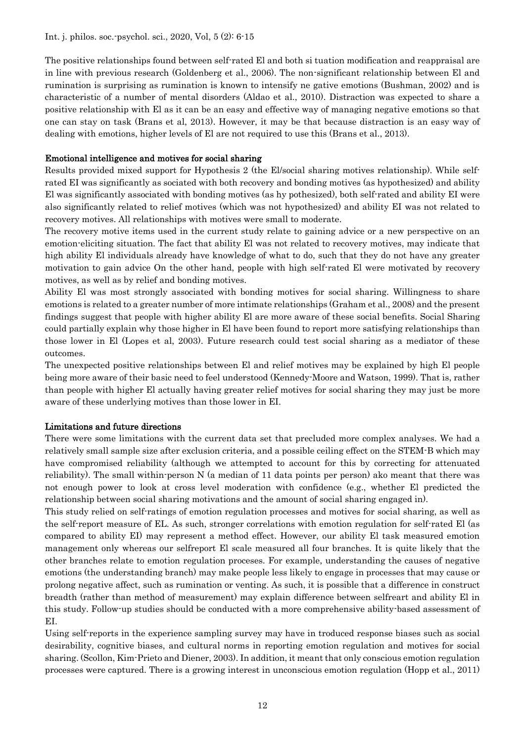The positive relationships found between self-rated El and both si tuation modification and reappraisal are in line with previous research (Goldenberg et al., 2006). The non-significant relationship between El and rumination is surprising as rumination is known to intensify ne gative emotions (Bushman, 2002) and is characteristic of a number of mental disorders (Aldao et al., 2010). Distraction was expected to share a positive relationship with El as it can be an easy and effective way of managing negative emotions so that one can stay on task (Brans et al, 2013). However, it may be that because distraction is an easy way of dealing with emotions, higher levels of El are not required to use this (Brans et al., 2013).

### Emotional intelligence and motives for social sharing

Results provided mixed support for Hypothesis 2 (the El/social sharing motives relationship). While self-rated EI was significantly as sociated with both recovery and bonding motives (as hypothesized) and ability El was significantly associated with bonding motives (as hy pothesized), both self-rated and ability EI were also significantly related to relief motives (which was not hypothesized) and ability EI was not related to recovery motives. All relationships with motives were small to moderate.

The recovery motive items used in the current study relate to gaining advice or a new perspective on an emotion-eliciting situation. The fact that ability El was not related to recovery motives, may indicate that high ability El individuals already have knowledge of what to do, such that they do not have any greater motivation to gain advice On the other hand, people with high self-rated El were motivated by recovery motives, as well as by relief and bonding motives.

Ability El was most strongly associated with bonding motives for social sharing. Willingness to share emotions is related to a greater number of more intimate relationships (Graham et al., 2008) and the present findings suggest that people with higher ability El are more aware of these social benefits. Social Sharing could partially explain why those higher in El have been found to report more satisfying relationships than those lower in El (Lopes et al, 2003). Future research could test social sharing as a mediator of these outcomes.

The unexpected positive relationships between El and relief motives may be explained by high El people being more aware of their basic need to feel understood (Kennedy-Moore and Watson, 1999). That is, rather than people with higher El actually having greater relief motives for social sharing they may just be more aware of these underlying motives than those lower in EI.

### Limitations and future directions

There were some limitations with the current data set that precluded more complex analyses. We had a relatively small sample size after exclusion criteria, and a possible ceiling effect on the STEM-B which may have compromised reliability (although we attempted to account for this by correcting for attenuated reliability). The small within-person N (a median of 11 data points per person) ako meant that there was not enough power to look at cross level moderation with confidence (e.g., whether El predicted the relationship between social sharing motivations and the amount of social sharing engaged in).

This study relied on self-ratings of emotion regulation processes and motives for social sharing, as well as the self-report measure of EL. As such, stronger correlations with emotion regulation for self-rated El (as compared to ability EI) may represent a method effect. However, our ability El task measured emotion management only whereas our selfreport El scale measured all four branches. It is quite likely that the other branches relate to emotion regulation proceses. For example, understanding the causes of negative emotions (the understanding branch) may make people less likely to engage in processes that may cause or prolong negative affect, such as rumination or venting. As such, it is possible that a difference in construct breadth (rather than method of measurement) may explain difference between selfreart and ability El in this study. Follow-up studies should be conducted with a more comprehensive ability-based assessment of EI.

Using self-reports in the experience sampling survey may have in troduced response biases such as social desirability, cognitive biases, and cultural norms in reporting emotion regulation and motives for social sharing. (Scollon, Kim-Prieto and Diener, 2003). In addition, it meant that only conscious emotion regulation processes were captured. There is a growing interest in unconscious emotion regulation (Hopp et al., 2011)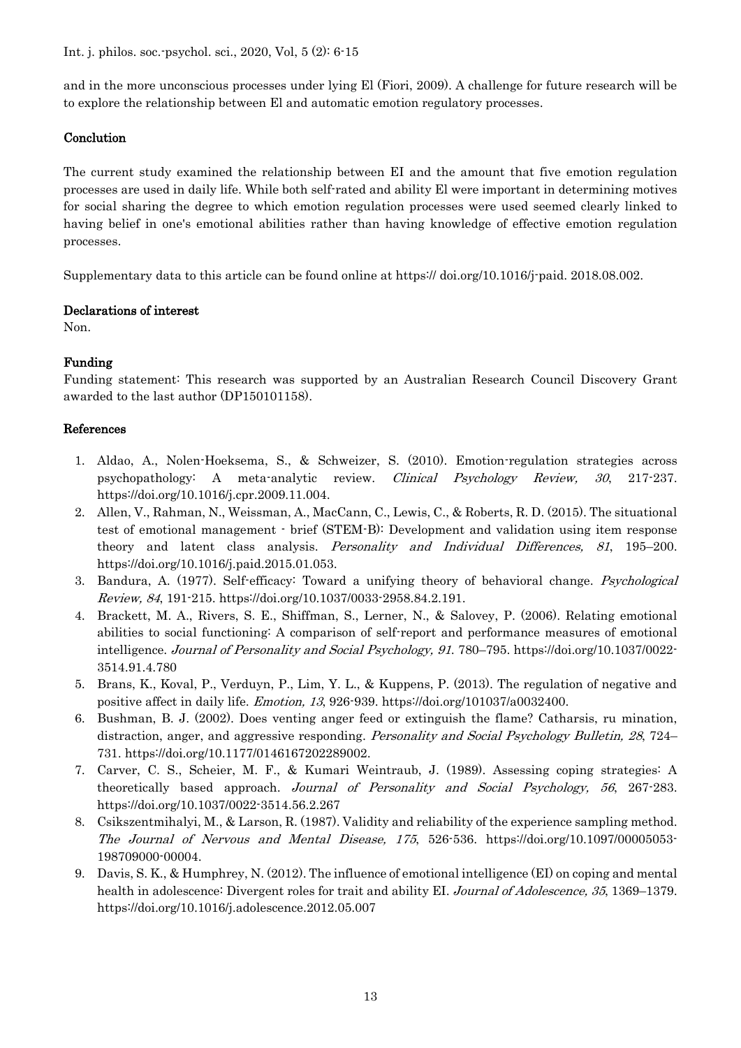and in the more unconscious processes under lying El (Fiori, 2009). A challenge for future research will be to explore the relationship between El and automatic emotion regulatory processes.

## Conclution

The current study examined the relationship between EI and the amount that five emotion regulation processes are used in daily life. While both self-rated and ability El were important in determining motives for social sharing the degree to which emotion regulation processes were used seemed clearly linked to having belief in one's emotional abilities rather than having knowledge of effective emotion regulation processes.

Supplementary data to this article can be found online at https:// doi.org/10.1016/j-paid. 2018.08.002.

## Declarations of interest

Non.

## Funding

Funding statement: This research was supported by an Australian Research Council Discovery Grant awarded to the last author (DP150101158).

## References

1. Aldao, A., Nolen-Hoeksema, S., & Schweizer, S. (2010). Emotion-regulation strategies across psychopathology: A meta-analytic review. *Clinical Psychology Review, 30*, 217-237. https://doi.org/10.1016/j.cpr.2009.11.004.
2. Allen, V., Rahman, N., Weissman, A., MacCann, C., Lewis, C., & Roberts, R. D. (2015). The situational test of emotional management - brief (STEM-B): Development and validation using item response theory and latent class analysis. *Personality and Individual Differences, 81*, 195–200. https://doi.org/10.1016/j.paid.2015.01.053.
3. Bandura, A. (1977). Self-efficacy: Toward a unifying theory of behavioral change. *Psychological Review, 84*, 191-215. https://doi.org/10.1037/0033-2958.84.2.191.
4. Brackett, M. A., Rivers, S. E., Shiffman, S., Lerner, N., & Salovey, P. (2006). Relating emotional abilities to social functioning: A comparison of self-report and performance measures of emotional intelligence. *Journal of Personality and Social Psychology, 91*. 780–795. https://doi.org/10.1037/0022-3514.91.4.780
5. Brans, K., Koval, P., Verduyn, P., Lim, Y. L., & Kuppens, P. (2013). The regulation of negative and positive affect in daily life. *Emotion, 13*, 926-939. https://doi.org/101037/a0032400.
6. Bushman, B. J. (2002). Does venting anger feed or extinguish the flame? Catharsis, ru mination, distraction, anger, and aggressive responding. *Personality and Social Psychology Bulletin, 28*, 724–731. https://doi.org/10.1177/0146167202289002.
7. Carver, C. S., Scheier, M. F., & Kumari Weintraub, J. (1989). Assessing coping strategies: A theoretically based approach. *Journal of Personality and Social Psychology, 56*, 267-283. https://doi.org/10.1037/0022-3514.56.2.267
8. Csikszentmihalyi, M., & Larson, R. (1987). Validity and reliability of the experience sampling method. *The Journal of Nervous and Mental Disease, 175*, 526-536. https://doi.org/10.1097/00005053-198709000-00004.
9. Davis, S. K., & Humphrey, N. (2012). The influence of emotional intelligence (EI) on coping and mental health in adolescence: Divergent roles for trait and ability EI. *Journal of Adolescence, 35*, 1369–1379. https://doi.org/10.1016/j.adolescence.2012.05.007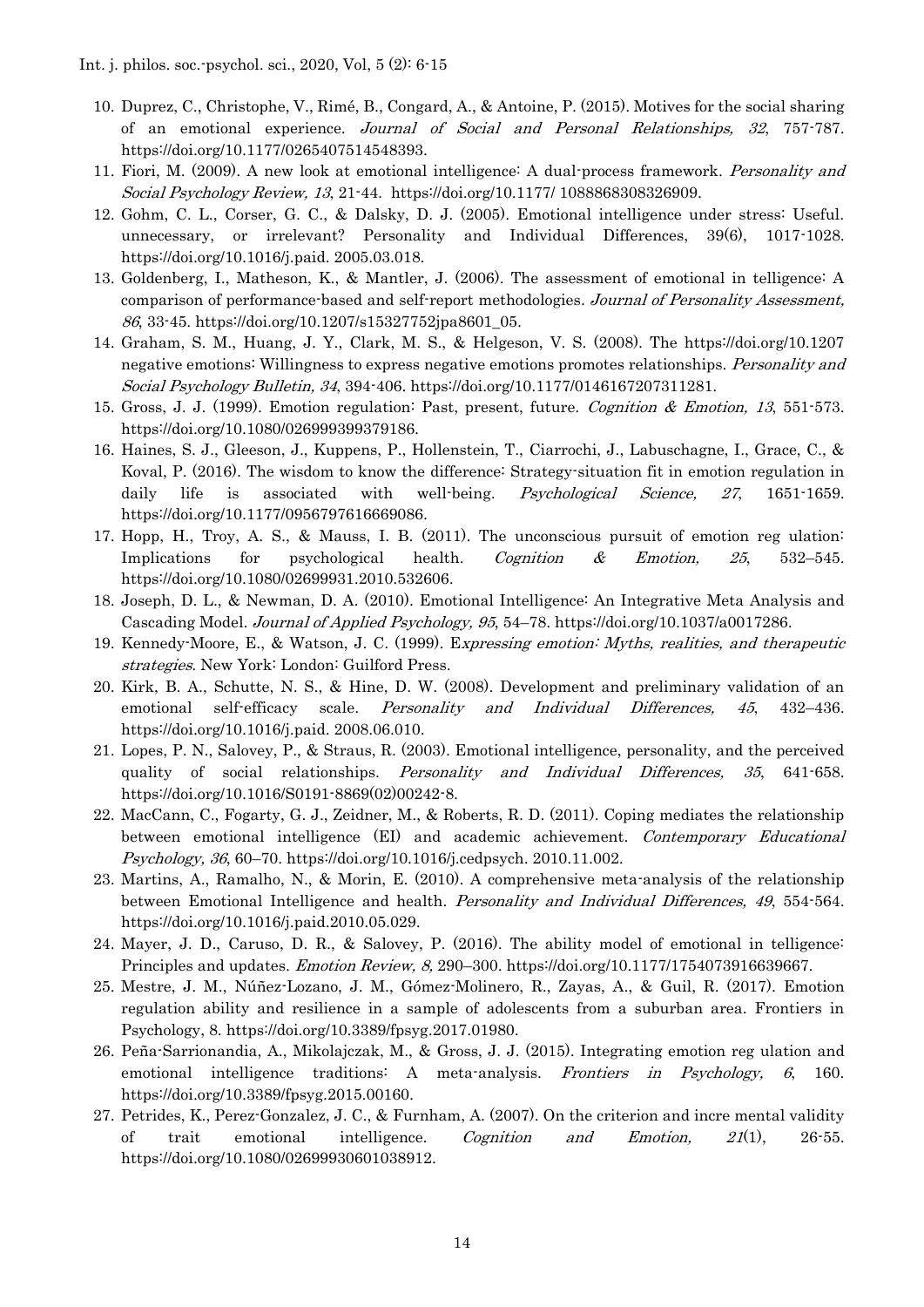10. Duprez, C., Christophe, V., Rimé, B., Congard, A., & Antoine, P. (2015). Motives for the social sharing of an emotional experience. *Journal of Social and Personal Relationships, 32*, 757-787. https://doi.org/10.1177/0265407514548393.
11. Fiori, M. (2009). A new look at emotional intelligence: A dual-process framework. *Personality and Social Psychology Review, 13*, 21-44. https://doi.org/10.1177/ 1088868308326909.
12. Gohm, C. L., Corser, G. C., & Dalsky, D. J. (2005). Emotional intelligence under stress: Useful. unnecessary, or irrelevant? Personality and Individual Differences, 39(6), 1017-1028. https://doi.org/10.1016/j.paid. 2005.03.018.
13. Goldenberg, I., Matheson, K., & Mantler, J. (2006). The assessment of emotional in telligence: A comparison of performance-based and self-report methodologies. *Journal of Personality Assessment, 86*, 33-45. https://doi.org/10.1207/s15327752jpa8601_05.
14. Graham, S. M., Huang, J. Y., Clark, M. S., & Helgeson, V. S. (2008). The https://doi.org/10.1207 negative emotions: Willingness to express negative emotions promotes relationships. *Personality and Social Psychology Bulletin, 34*, 394-406. https://doi.org/10.1177/0146167207311281.
15. Gross, J. J. (1999). Emotion regulation: Past, present, future. *Cognition & Emotion, 13*, 551-573. https://doi.org/10.1080/026999399379186.
16. Haines, S. J., Gleeson, J., Kuppens, P., Hollenstein, T., Ciarrochi, J., Labuschagne, I., Grace, C., & Koval, P. (2016). The wisdom to know the difference: Strategy-situation fit in emotion regulation in daily life is associated with well-being. *Psychological Science, 27*, 1651-1659. https://doi.org/10.1177/0956797616669086.
17. Hopp, H., Troy, A. S., & Mauss, I. B. (2011). The unconscious pursuit of emotion reg ulation: Implications for psychological health. *Cognition & Emotion, 25*, 532–545. https://doi.org/10.1080/02699931.2010.532606.
18. Joseph, D. L., & Newman, D. A. (2010). Emotional Intelligence: An Integrative Meta Analysis and Cascading Model. *Journal of Applied Psychology, 95*, 54–78. https://doi.org/10.1037/a0017286.
19. Kennedy-Moore, E., & Watson, J. C. (1999). E*xpressing emotion: Myths, realities, and therapeutic strategies*. New York: London: Guilford Press.
20. Kirk, B. A., Schutte, N. S., & Hine, D. W. (2008). Development and preliminary validation of an emotional self-efficacy scale. *Personality and Individual Differences, 45*, 432–436. https://doi.org/10.1016/j.paid. 2008.06.010.
21. Lopes, P. N., Salovey, P., & Straus, R. (2003). Emotional intelligence, personality, and the perceived quality of social relationships. *Personality and Individual Differences, 35*, 641-658. https://doi.org/10.1016/S0191-8869(02)00242-8.
22. MacCann, C., Fogarty, G. J., Zeidner, M., & Roberts, R. D. (2011). Coping mediates the relationship between emotional intelligence (EI) and academic achievement. *Contemporary Educational Psychology, 36*, 60–70. https://doi.org/10.1016/j.cedpsych. 2010.11.002.
23. Martins, A., Ramalho, N., & Morin, E. (2010). A comprehensive meta-analysis of the relationship between Emotional Intelligence and health. *Personality and Individual Differences, 49*, 554-564. https://doi.org/10.1016/j.paid.2010.05.029.
24. Mayer, J. D., Caruso, D. R., & Salovey, P. (2016). The ability model of emotional in telligence: Principles and updates. *Emotion Review, 8,* 290–300. https://doi.org/10.1177/1754073916639667.
25. Mestre, J. M., Núñez-Lozano, J. M., Gómez-Molinero, R., Zayas, A., & Guil, R. (2017). Emotion regulation ability and resilience in a sample of adolescents from a suburban area. Frontiers in Psychology, 8. https://doi.org/10.3389/fpsyg.2017.01980.
26. Peña-Sarrionandia, A., Mikolajczak, M., & Gross, J. J. (2015). Integrating emotion reg ulation and emotional intelligence traditions: A meta-analysis. *Frontiers in Psychology, 6*, 160. https://doi.org/10.3389/fpsyg.2015.00160.
27. Petrides, K., Perez-Gonzalez, J. C., & Furnham, A. (2007). On the criterion and incre mental validity of trait emotional intelligence. *Cognition and Emotion, 21*(1), 26-55. https://doi.org/10.1080/02699930601038912.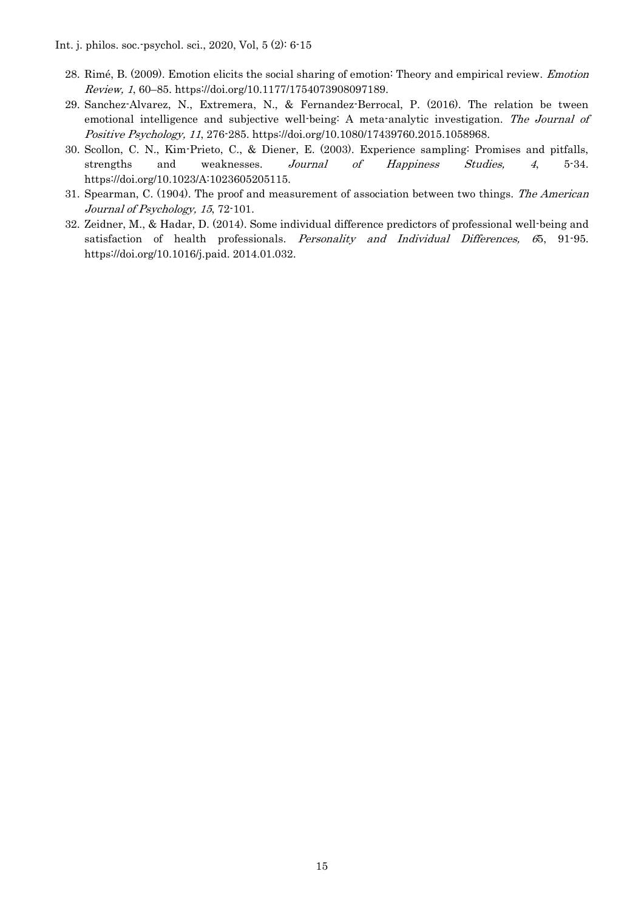28. Rimé, B. (2009). Emotion elicits the social sharing of emotion: Theory and empirical review. *Emotion Review, 1*, 60–85. https://doi.org/10.1177/1754073908097189.
29. Sanchez-Alvarez, N., Extremera, N., & Fernandez-Berrocal, P. (2016). The relation be tween emotional intelligence and subjective well-being: A meta-analytic investigation. *The Journal of Positive Psychology, 11*, 276-285. https://doi.org/10.1080/17439760.2015.1058968.
30. Scollon, C. N., Kim-Prieto, C., & Diener, E. (2003). Experience sampling: Promises and pitfalls, strengths and weaknesses. *Journal of Happiness Studies, 4*, 5-34. https://doi.org/10.1023/A:1023605205115.
31. Spearman, C. (1904). The proof and measurement of association between two things. *The American Journal of Psychology, 15*, 72-101.
32. Zeidner, M., & Hadar, D. (2014). Some individual difference predictors of professional well-being and satisfaction of health professionals. *Personality and Individual Differences, 65*, 91-95. https://doi.org/10.1016/j.paid. 2014.01.032.